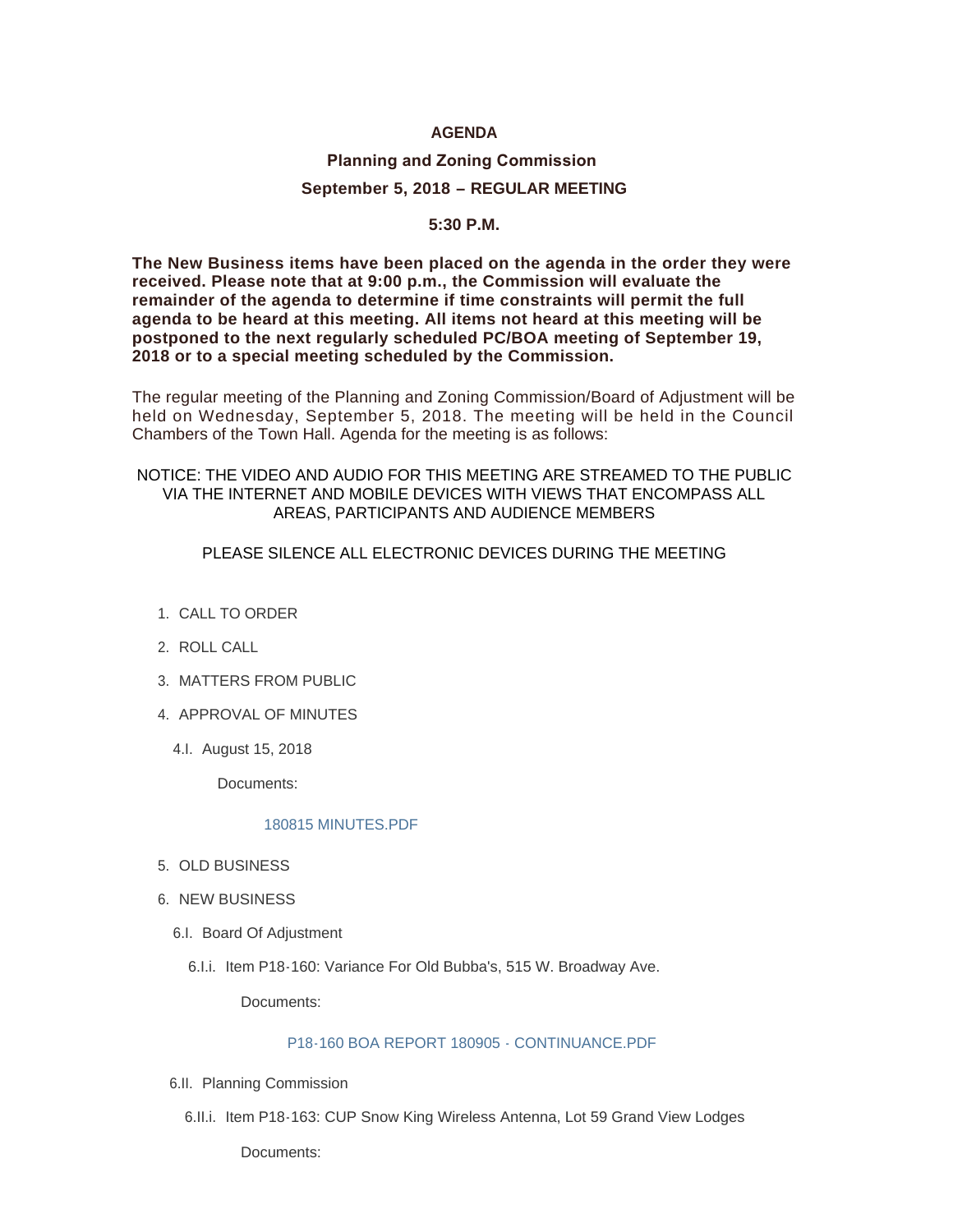# AGENDA

## Planning and Zoning Commission

### September 5, 2018 – REGULAR MEETING

**5:30 P.M.**

**The New Business items have been placed on the agenda in the order they were received. Please note that at 9:00 p.m., the Commission will evaluate the remainder of the agenda to determine if time constraints will permit the full agenda to be heard at this meeting. All items not heard at this meeting will be postponed to the next regularly scheduled PC/BOA meeting of September 19, 2018 or to a special meeting scheduled by the Commission.**

The regular meeting of the Planning and Zoning Commission/Board of Adjustment will be held on Wednesday, September 5, 2018. The meeting will be held in the Council Chambers of the Town Hall. Agenda for the meeting is as follows:

NOTICE: THE VIDEO AND AUDIO FOR THIS MEETING ARE STREAMED TO THE PUBLIC VIA THE INTERNET AND MOBILE DEVICES WITH VIEWS THAT ENCOMPASS ALL AREAS, PARTICIPANTS AND AUDIENCE MEMBERS

PLEASE SILENCE ALL ELECTRONIC DEVICES DURING THE MEETING

1. CALL TO ORDER
2. ROLL CALL
3. MATTERS FROM PUBLIC
4. APPROVAL OF MINUTES
   - 4.I. August 15, 2018

     Documents:

     180815 MINUTES.PDF
5. OLD BUSINESS
6. NEW BUSINESS
   - 6.I. Board Of Adjustment
     - 6.I.i. Item P18-160: Variance For Old Bubba's, 515 W. Broadway Ave.

       Documents:

       P18-160 BOA REPORT 180905 - CONTINUANCE.PDF
   - 6.II. Planning Commission
     - 6.II.i. Item P18-163: CUP Snow King Wireless Antenna, Lot 59 Grand View Lodges

       Documents: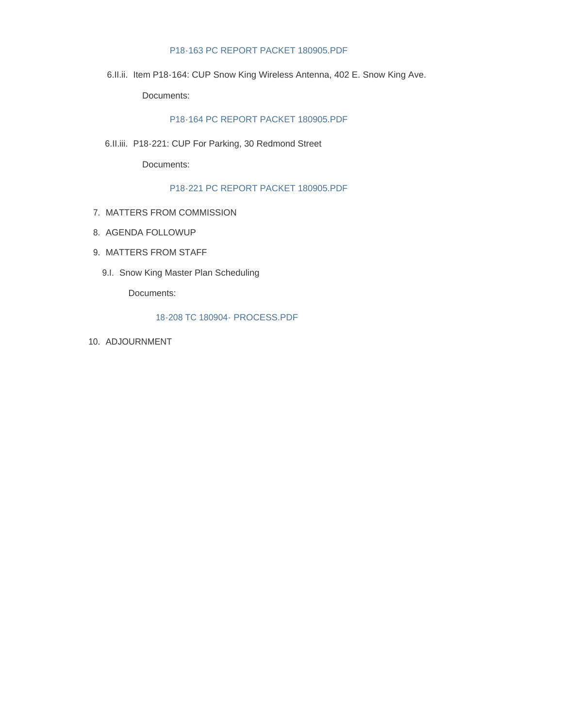P18-163 PC REPORT PACKET 180905.PDF

6.II.ii. Item P18-164: CUP Snow King Wireless Antenna, 402 E. Snow King Ave.

Documents:

P18-164 PC REPORT PACKET 180905.PDF

6.II.iii. P18-221: CUP For Parking, 30 Redmond Street

Documents:

P18-221 PC REPORT PACKET 180905.PDF

7. MATTERS FROM COMMISSION

8. AGENDA FOLLOWUP

9. MATTERS FROM STAFF

9.I. Snow King Master Plan Scheduling

Documents:

18-208 TC 180904- PROCESS.PDF

10. ADJOURNMENT